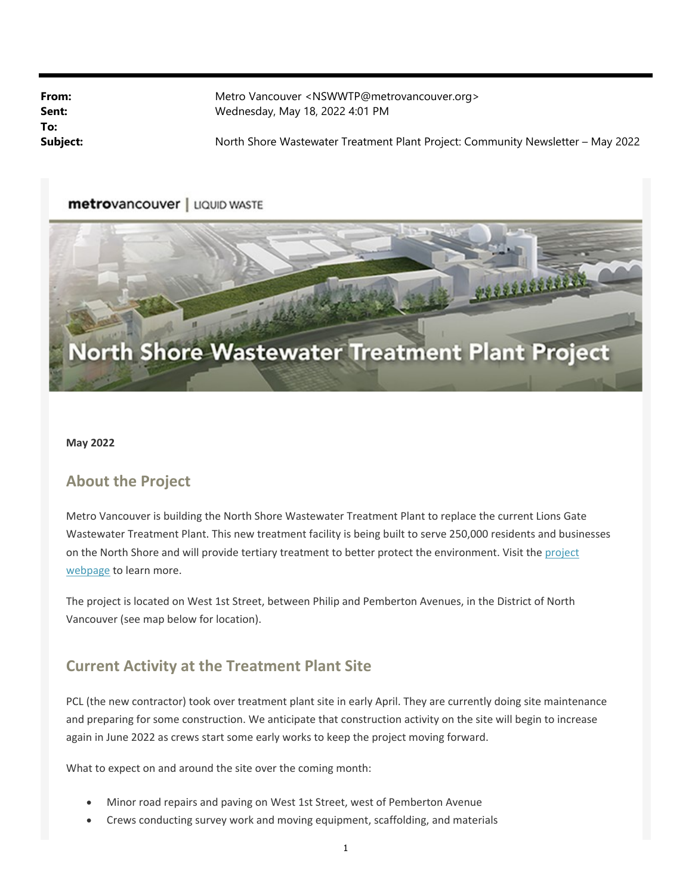**From:** Metro Vancouver <NSWWTP@metrovancouver.org>
**Sent:** Wednesday, May 18, 2022 4:01 PM
**To:**
**Subject:** North Shore Wastewater Treatment Plant Project: Community Newsletter – May 2022

metrovancouver | LIQUID WASTE

# North Shore Wastewater Treatment Plant Project

**May 2022**

## About the Project

Metro Vancouver is building the North Shore Wastewater Treatment Plant to replace the current Lions Gate Wastewater Treatment Plant. This new treatment facility is being built to serve 250,000 residents and businesses on the North Shore and will provide tertiary treatment to better protect the environment. Visit the project webpage to learn more.

The project is located on West 1st Street, between Philip and Pemberton Avenues, in the District of North Vancouver (see map below for location).

## Current Activity at the Treatment Plant Site

PCL (the new contractor) took over treatment plant site in early April. They are currently doing site maintenance and preparing for some construction. We anticipate that construction activity on the site will begin to increase again in June 2022 as crews start some early works to keep the project moving forward.

What to expect on and around the site over the coming month:

- Minor road repairs and paving on West 1st Street, west of Pemberton Avenue
- Crews conducting survey work and moving equipment, scaffolding, and materials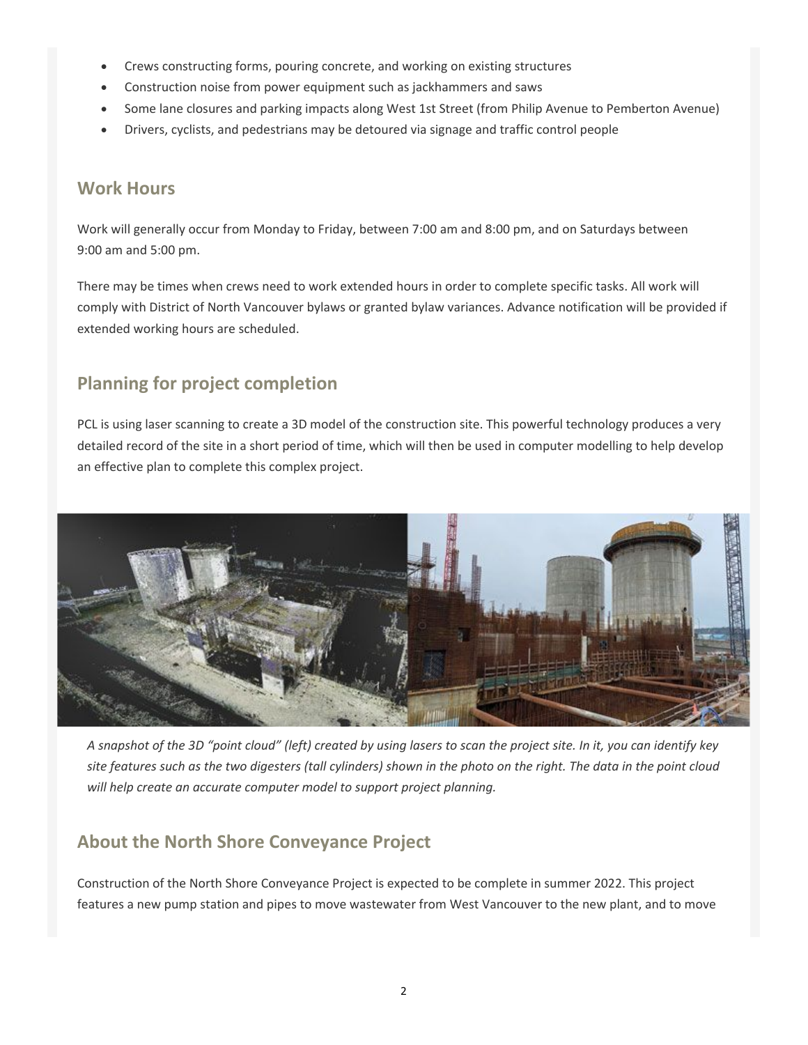- Crews constructing forms, pouring concrete, and working on existing structures
- Construction noise from power equipment such as jackhammers and saws
- Some lane closures and parking impacts along West 1st Street (from Philip Avenue to Pemberton Avenue)
- Drivers, cyclists, and pedestrians may be detoured via signage and traffic control people

## Work Hours

Work will generally occur from Monday to Friday, between 7:00 am and 8:00 pm, and on Saturdays between 9:00 am and 5:00 pm.

There may be times when crews need to work extended hours in order to complete specific tasks. All work will comply with District of North Vancouver bylaws or granted bylaw variances. Advance notification will be provided if extended working hours are scheduled.

## Planning for project completion

PCL is using laser scanning to create a 3D model of the construction site. This powerful technology produces a very detailed record of the site in a short period of time, which will then be used in computer modelling to help develop an effective plan to complete this complex project.

*A snapshot of the 3D "point cloud" (left) created by using lasers to scan the project site. In it, you can identify key site features such as the two digesters (tall cylinders) shown in the photo on the right. The data in the point cloud will help create an accurate computer model to support project planning.*

## About the North Shore Conveyance Project

Construction of the North Shore Conveyance Project is expected to be complete in summer 2022. This project features a new pump station and pipes to move wastewater from West Vancouver to the new plant, and to move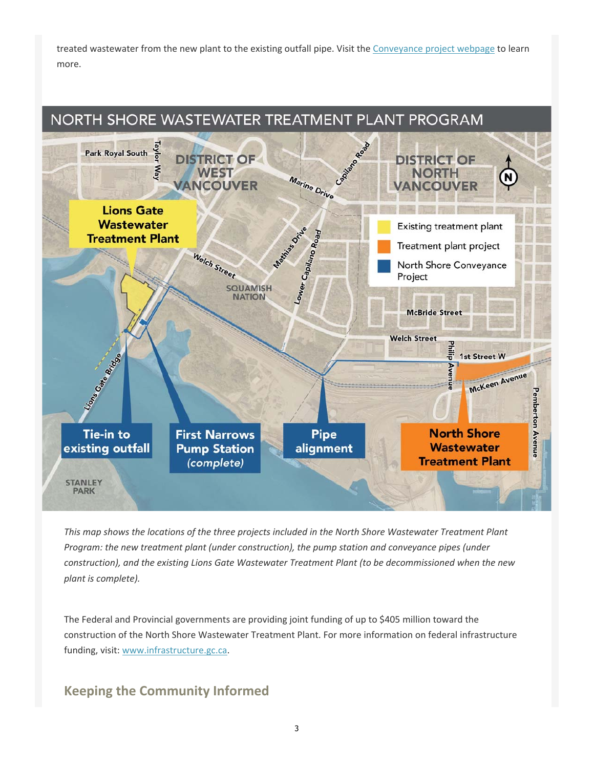treated wastewater from the new plant to the existing outfall pipe. Visit the Conveyance project webpage to learn more.

NORTH SHORE WASTEWATER TREATMENT PLANT PROGRAM

*This map shows the locations of the three projects included in the North Shore Wastewater Treatment Plant Program: the new treatment plant (under construction), the pump station and conveyance pipes (under construction), and the existing Lions Gate Wastewater Treatment Plant (to be decommissioned when the new plant is complete).*

The Federal and Provincial governments are providing joint funding of up to $405 million toward the construction of the North Shore Wastewater Treatment Plant. For more information on federal infrastructure funding, visit: www.infrastructure.gc.ca.

## Keeping the Community Informed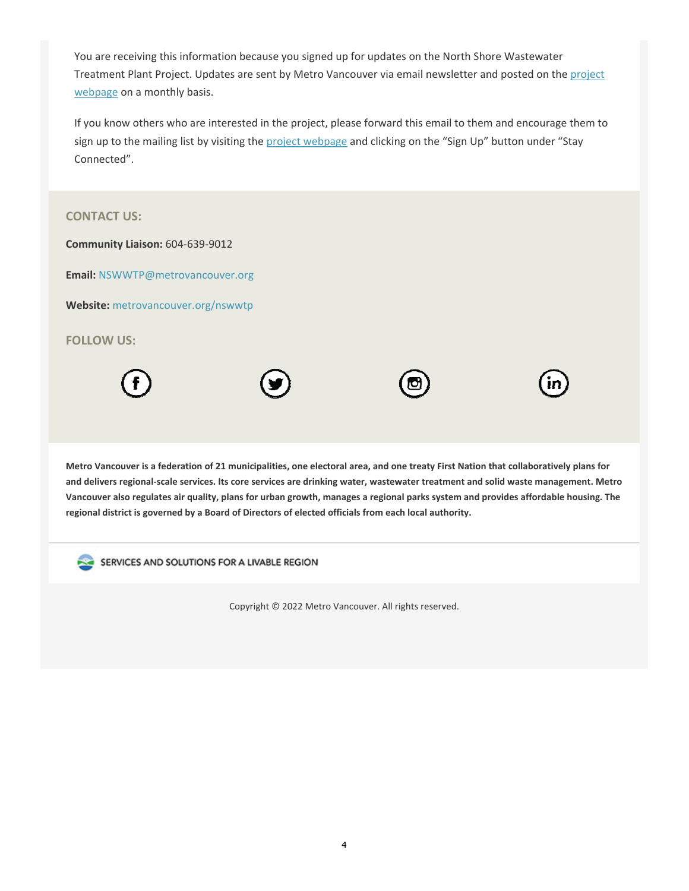You are receiving this information because you signed up for updates on the North Shore Wastewater Treatment Plant Project. Updates are sent by Metro Vancouver via email newsletter and posted on the project webpage on a monthly basis.

If you know others who are interested in the project, please forward this email to them and encourage them to sign up to the mailing list by visiting the project webpage and clicking on the "Sign Up" button under "Stay Connected".

## CONTACT US:

**Community Liaison:** 604-639-9012

**Email:** NSWWTP@metrovancouver.org

**Website:** metrovancouver.org/nswwtp

## FOLLOW US:

**Metro Vancouver is a federation of 21 municipalities, one electoral area, and one treaty First Nation that collaboratively plans for and delivers regional-scale services. Its core services are drinking water, wastewater treatment and solid waste management. Metro Vancouver also regulates air quality, plans for urban growth, manages a regional parks system and provides affordable housing. The regional district is governed by a Board of Directors of elected officials from each local authority.**

SERVICES AND SOLUTIONS FOR A LIVABLE REGION

Copyright © 2022 Metro Vancouver. All rights reserved.